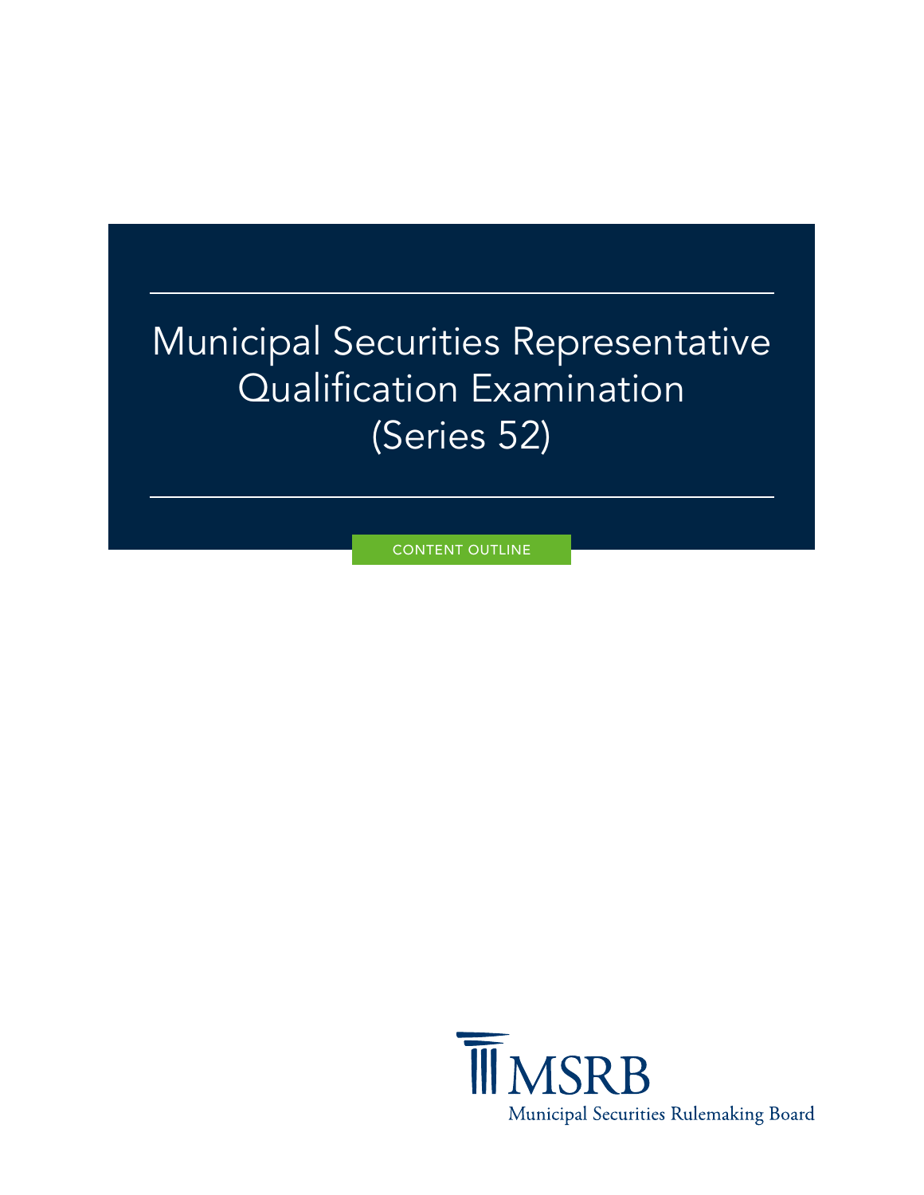# Municipal Securities Representative Qualification Examination (Series 52)

CONTENT OUTLINE

MSRB

Municipal Securities Rulemaking Board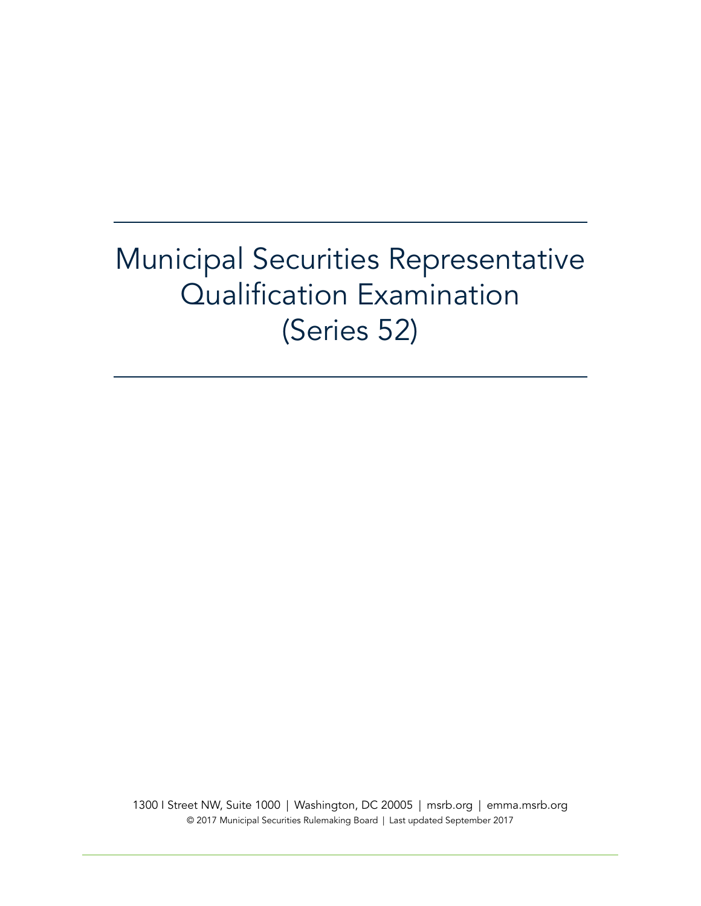# Municipal Securities Representative Qualification Examination (Series 52)

1300 I Street NW, Suite 1000 | Washington, DC 20005 | msrb.org | emma.msrb.org

© 2017 Municipal Securities Rulemaking Board | Last updated September 2017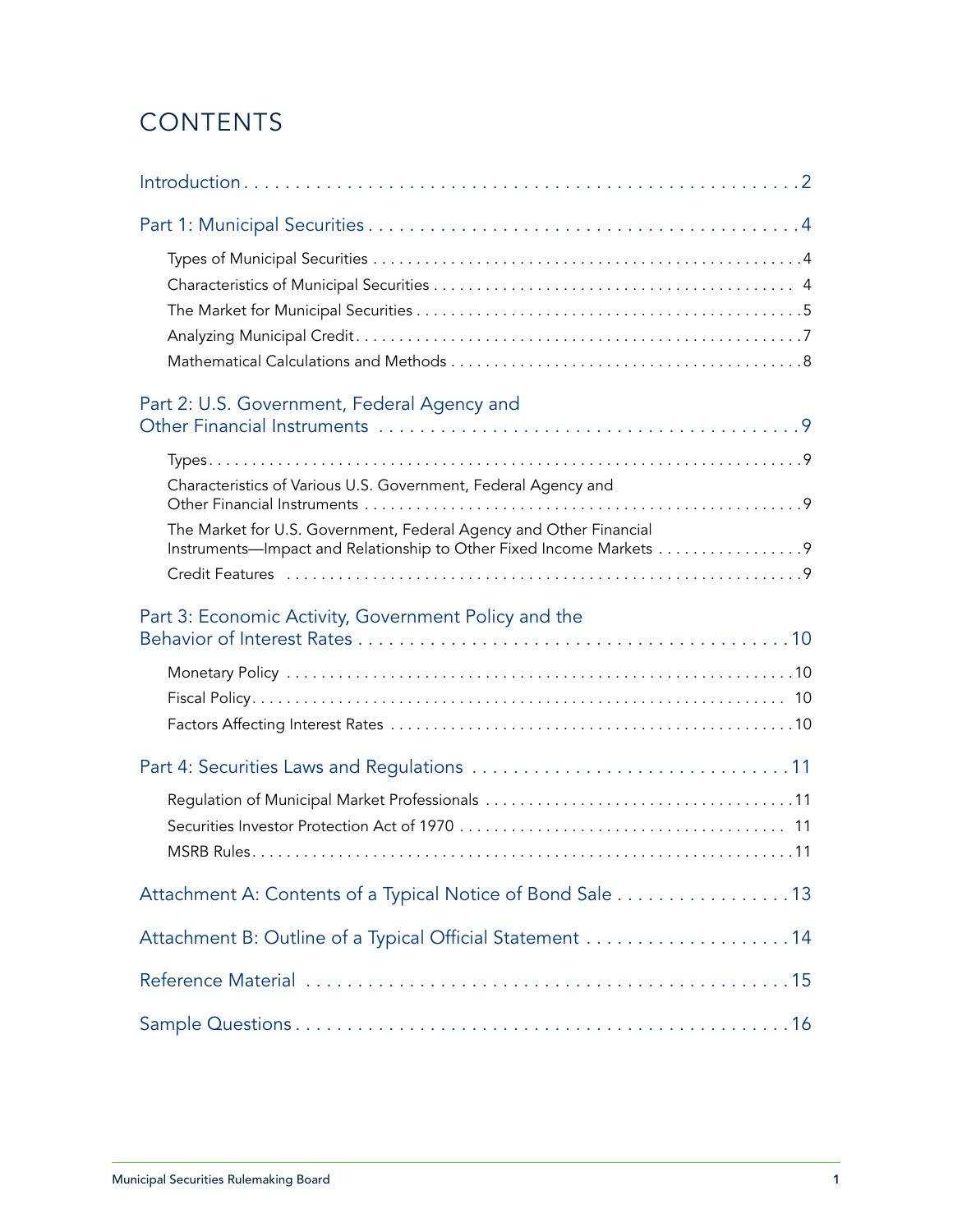# CONTENTS

Introduction . . . . . . . . . . 2

Part 1: Municipal Securities . . . . . . . . . . 4

- Types of Municipal Securities . . . . . . . . . . 4
- Characteristics of Municipal Securities . . . . . . . . . . 4
- The Market for Municipal Securities . . . . . . . . . . 5
- Analyzing Municipal Credit . . . . . . . . . . 7
- Mathematical Calculations and Methods . . . . . . . . . . 8

Part 2: U.S. Government, Federal Agency and Other Financial Instruments . . . . . . . . . . 9

- Types . . . . . . . . . . 9
- Characteristics of Various U.S. Government, Federal Agency and Other Financial Instruments . . . . . . . . . . 9
- The Market for U.S. Government, Federal Agency and Other Financial Instruments—Impact and Relationship to Other Fixed Income Markets . . . . . . . . . . 9
- Credit Features . . . . . . . . . . 9

Part 3: Economic Activity, Government Policy and the Behavior of Interest Rates . . . . . . . . . . 10

- Monetary Policy . . . . . . . . . . 10
- Fiscal Policy . . . . . . . . . . 10
- Factors Affecting Interest Rates . . . . . . . . . . 10

Part 4: Securities Laws and Regulations . . . . . . . . . . 11

- Regulation of Municipal Market Professionals . . . . . . . . . . 11
- Securities Investor Protection Act of 1970 . . . . . . . . . . 11
- MSRB Rules . . . . . . . . . . 11

Attachment A: Contents of a Typical Notice of Bond Sale . . . . . . . . . . 13

Attachment B: Outline of a Typical Official Statement . . . . . . . . . . 14

Reference Material . . . . . . . . . . 15

Sample Questions . . . . . . . . . . 16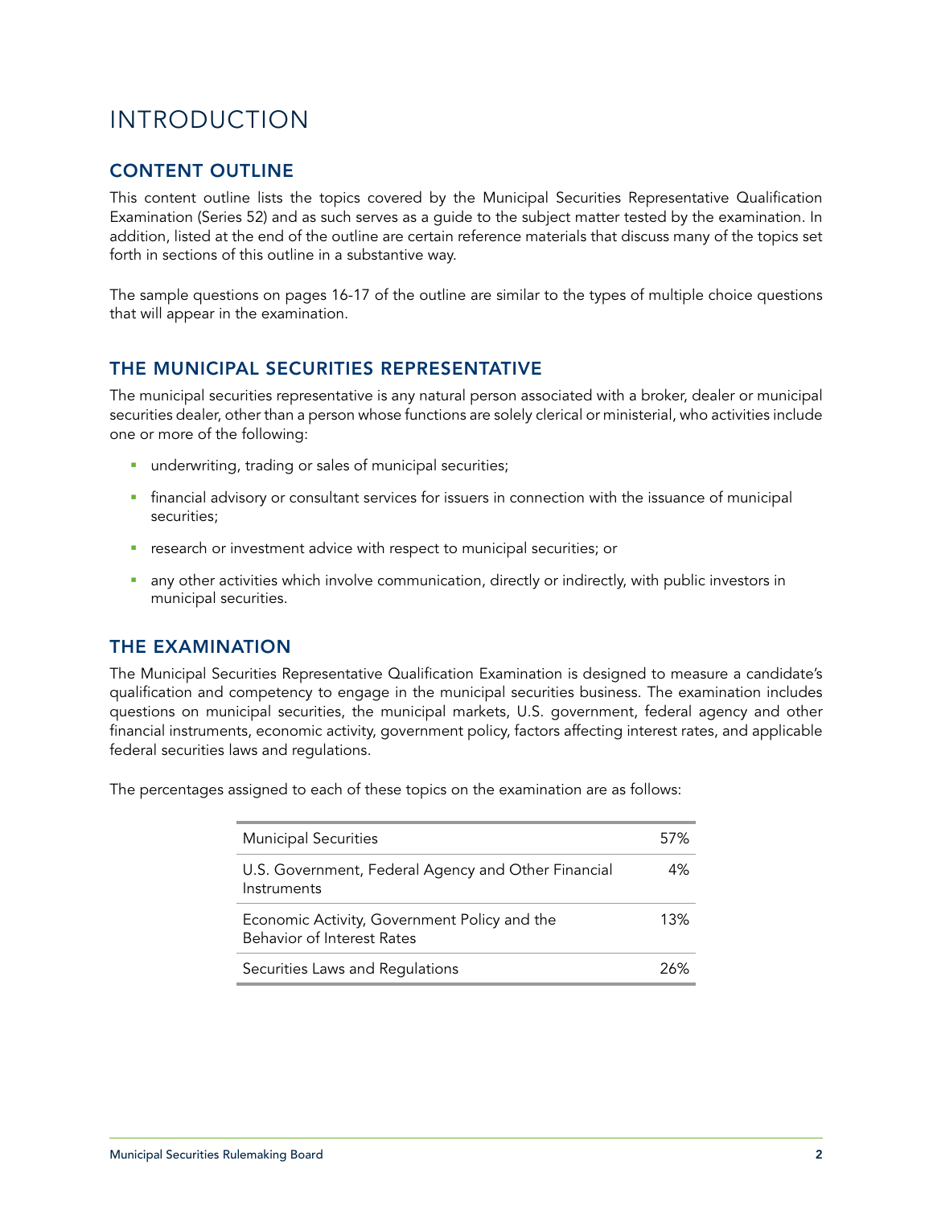# INTRODUCTION

## CONTENT OUTLINE

This content outline lists the topics covered by the Municipal Securities Representative Qualification Examination (Series 52) and as such serves as a guide to the subject matter tested by the examination. In addition, listed at the end of the outline are certain reference materials that discuss many of the topics set forth in sections of this outline in a substantive way.

The sample questions on pages 16-17 of the outline are similar to the types of multiple choice questions that will appear in the examination.

## THE MUNICIPAL SECURITIES REPRESENTATIVE

The municipal securities representative is any natural person associated with a broker, dealer or municipal securities dealer, other than a person whose functions are solely clerical or ministerial, who activities include one or more of the following:

- underwriting, trading or sales of municipal securities;
- financial advisory or consultant services for issuers in connection with the issuance of municipal securities;
- research or investment advice with respect to municipal securities; or
- any other activities which involve communication, directly or indirectly, with public investors in municipal securities.

## THE EXAMINATION

The Municipal Securities Representative Qualification Examination is designed to measure a candidate's qualification and competency to engage in the municipal securities business. The examination includes questions on municipal securities, the municipal markets, U.S. government, federal agency and other financial instruments, economic activity, government policy, factors affecting interest rates, and applicable federal securities laws and regulations.

The percentages assigned to each of these topics on the examination are as follows:

| Topic | Percentage |
|---|---|
| Municipal Securities | 57% |
| U.S. Government, Federal Agency and Other Financial Instruments | 4% |
| Economic Activity, Government Policy and the Behavior of Interest Rates | 13% |
| Securities Laws and Regulations | 26% |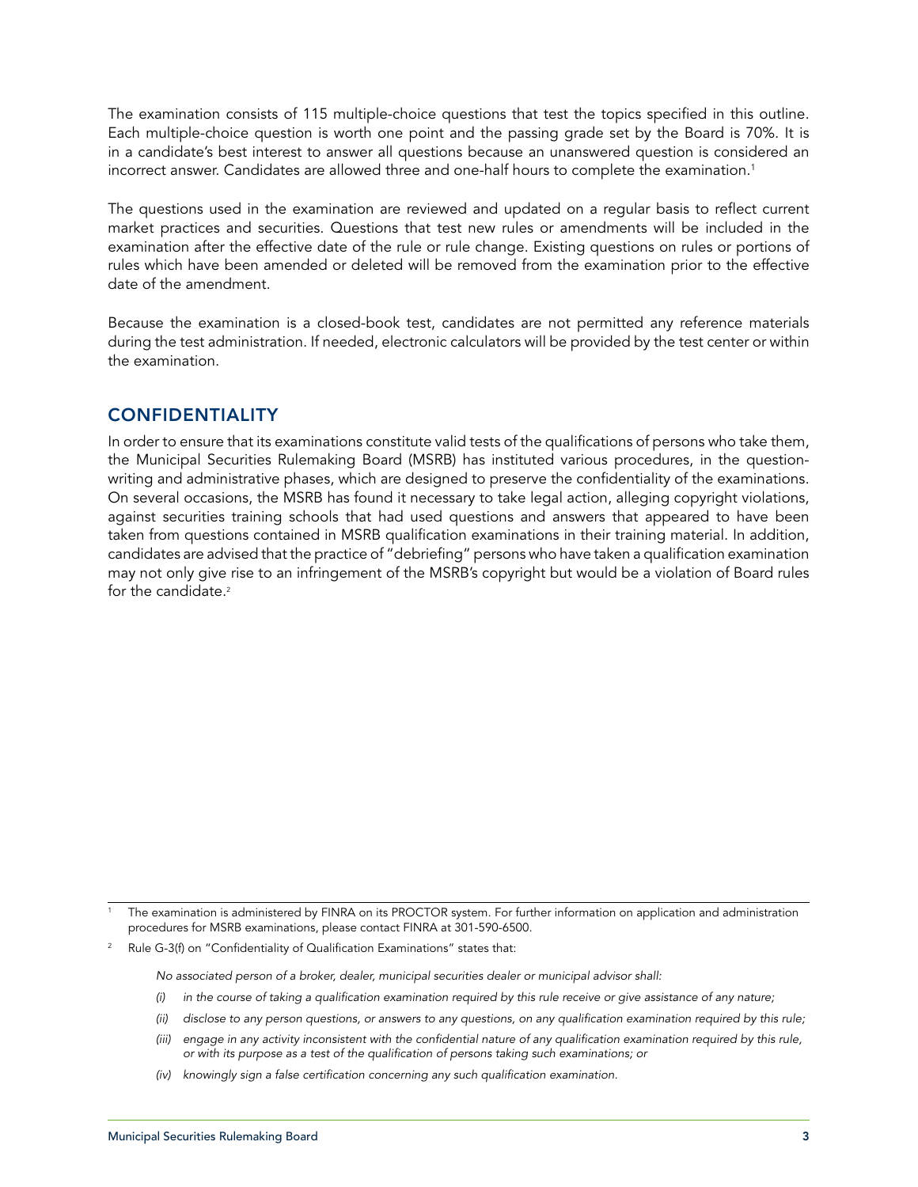The examination consists of 115 multiple-choice questions that test the topics specified in this outline. Each multiple-choice question is worth one point and the passing grade set by the Board is 70%. It is in a candidate's best interest to answer all questions because an unanswered question is considered an incorrect answer. Candidates are allowed three and one-half hours to complete the examination.[1]

The questions used in the examination are reviewed and updated on a regular basis to reflect current market practices and securities. Questions that test new rules or amendments will be included in the examination after the effective date of the rule or rule change. Existing questions on rules or portions of rules which have been amended or deleted will be removed from the examination prior to the effective date of the amendment.

Because the examination is a closed-book test, candidates are not permitted any reference materials during the test administration. If needed, electronic calculators will be provided by the test center or within the examination.

## CONFIDENTIALITY

In order to ensure that its examinations constitute valid tests of the qualifications of persons who take them, the Municipal Securities Rulemaking Board (MSRB) has instituted various procedures, in the question-writing and administrative phases, which are designed to preserve the confidentiality of the examinations. On several occasions, the MSRB has found it necessary to take legal action, alleging copyright violations, against securities training schools that had used questions and answers that appeared to have been taken from questions contained in MSRB qualification examinations in their training material. In addition, candidates are advised that the practice of "debriefing" persons who have taken a qualification examination may not only give rise to an infringement of the MSRB's copyright but would be a violation of Board rules for the candidate.[2]

---

[1] The examination is administered by FINRA on its PROCTOR system. For further information on application and administration procedures for MSRB examinations, please contact FINRA at 301-590-6500.

[2] Rule G-3(f) on "Confidentiality of Qualification Examinations" states that:

*No associated person of a broker, dealer, municipal securities dealer or municipal advisor shall:*

*(i) in the course of taking a qualification examination required by this rule receive or give assistance of any nature;*

*(ii) disclose to any person questions, or answers to any questions, on any qualification examination required by this rule;*

*(iii) engage in any activity inconsistent with the confidential nature of any qualification examination required by this rule, or with its purpose as a test of the qualification of persons taking such examinations; or*

*(iv) knowingly sign a false certification concerning any such qualification examination.*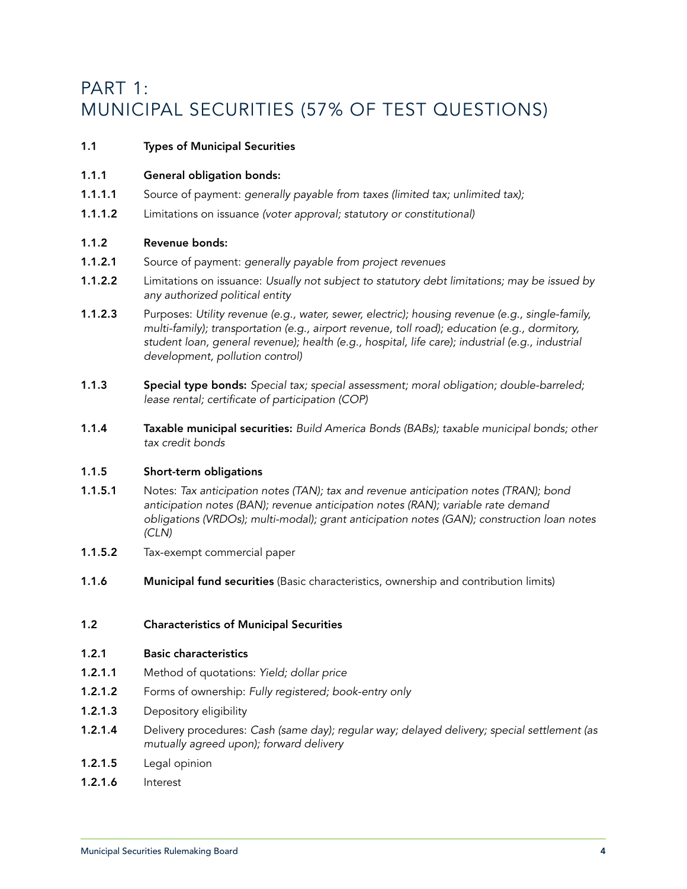# PART 1: MUNICIPAL SECURITIES (57% OF TEST QUESTIONS)

**1.1 Types of Municipal Securities**

**1.1.1 General obligation bonds:**

**1.1.1.1** Source of payment: *generally payable from taxes (limited tax; unlimited tax);*

**1.1.1.2** Limitations on issuance *(voter approval; statutory or constitutional)*

**1.1.2 Revenue bonds:**

**1.1.2.1** Source of payment: *generally payable from project revenues*

**1.1.2.2** Limitations on issuance: *Usually not subject to statutory debt limitations; may be issued by any authorized political entity*

**1.1.2.3** Purposes: *Utility revenue (e.g., water, sewer, electric); housing revenue (e.g., single-family, multi-family); transportation (e.g., airport revenue, toll road); education (e.g., dormitory, student loan, general revenue); health (e.g., hospital, life care); industrial (e.g., industrial development, pollution control)*

**1.1.3 Special type bonds:** *Special tax; special assessment; moral obligation; double-barreled; lease rental; certificate of participation (COP)*

**1.1.4 Taxable municipal securities:** *Build America Bonds (BABs); taxable municipal bonds; other tax credit bonds*

**1.1.5 Short-term obligations**

**1.1.5.1** Notes: *Tax anticipation notes (TAN); tax and revenue anticipation notes (TRAN); bond anticipation notes (BAN); revenue anticipation notes (RAN); variable rate demand obligations (VRDOs); multi-modal); grant anticipation notes (GAN); construction loan notes (CLN)*

**1.1.5.2** Tax-exempt commercial paper

**1.1.6 Municipal fund securities** (Basic characteristics, ownership and contribution limits)

**1.2 Characteristics of Municipal Securities**

**1.2.1 Basic characteristics**

**1.2.1.1** Method of quotations: *Yield; dollar price*

**1.2.1.2** Forms of ownership: *Fully registered; book-entry only*

**1.2.1.3** Depository eligibility

**1.2.1.4** Delivery procedures: *Cash (same day); regular way; delayed delivery; special settlement (as mutually agreed upon); forward delivery*

**1.2.1.5** Legal opinion

**1.2.1.6** Interest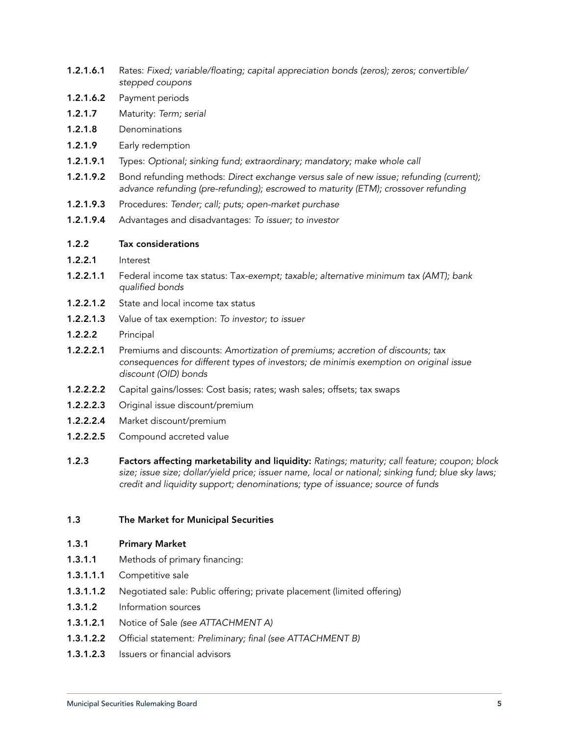**1.2.1.6.1** Rates: *Fixed; variable/floating; capital appreciation bonds (zeros); zeros; convertible/ stepped coupons*

**1.2.1.6.2** Payment periods

**1.2.1.7** Maturity: *Term; serial*

**1.2.1.8** Denominations

**1.2.1.9** Early redemption

**1.2.1.9.1** Types: *Optional; sinking fund; extraordinary; mandatory; make whole call*

**1.2.1.9.2** Bond refunding methods: *Direct exchange versus sale of new issue; refunding (current); advance refunding (pre-refunding); escrowed to maturity (ETM); crossover refunding*

**1.2.1.9.3** Procedures: *Tender; call; puts; open-market purchase*

**1.2.1.9.4** Advantages and disadvantages: *To issuer; to investor*

**1.2.2 Tax considerations**

**1.2.2.1** Interest

**1.2.2.1.1** Federal income tax status: T*ax-exempt; taxable; alternative minimum tax (AMT); bank qualified bonds*

**1.2.2.1.2** State and local income tax status

**1.2.2.1.3** Value of tax exemption: *To investor; to issuer*

**1.2.2.2** Principal

**1.2.2.2.1** Premiums and discounts: *Amortization of premiums; accretion of discounts; tax consequences for different types of investors; de minimis exemption on original issue discount (OID) bonds*

**1.2.2.2.2** Capital gains/losses: Cost basis; rates; wash sales; offsets; tax swaps

**1.2.2.2.3** Original issue discount/premium

**1.2.2.2.4** Market discount/premium

**1.2.2.2.5** Compound accreted value

**1.2.3 Factors affecting marketability and liquidity:** *Ratings; maturity; call feature; coupon; block size; issue size; dollar/yield price; issuer name, local or national; sinking fund; blue sky laws; credit and liquidity support; denominations; type of issuance; source of funds*

**1.3 The Market for Municipal Securities**

**1.3.1 Primary Market**

**1.3.1.1** Methods of primary financing:

**1.3.1.1.1** Competitive sale

**1.3.1.1.2** Negotiated sale: Public offering; private placement (limited offering)

**1.3.1.2** Information sources

**1.3.1.2.1** Notice of Sale *(see ATTACHMENT A)*

**1.3.1.2.2** Official statement: *Preliminary; final (see ATTACHMENT B)*

**1.3.1.2.3** Issuers or financial advisors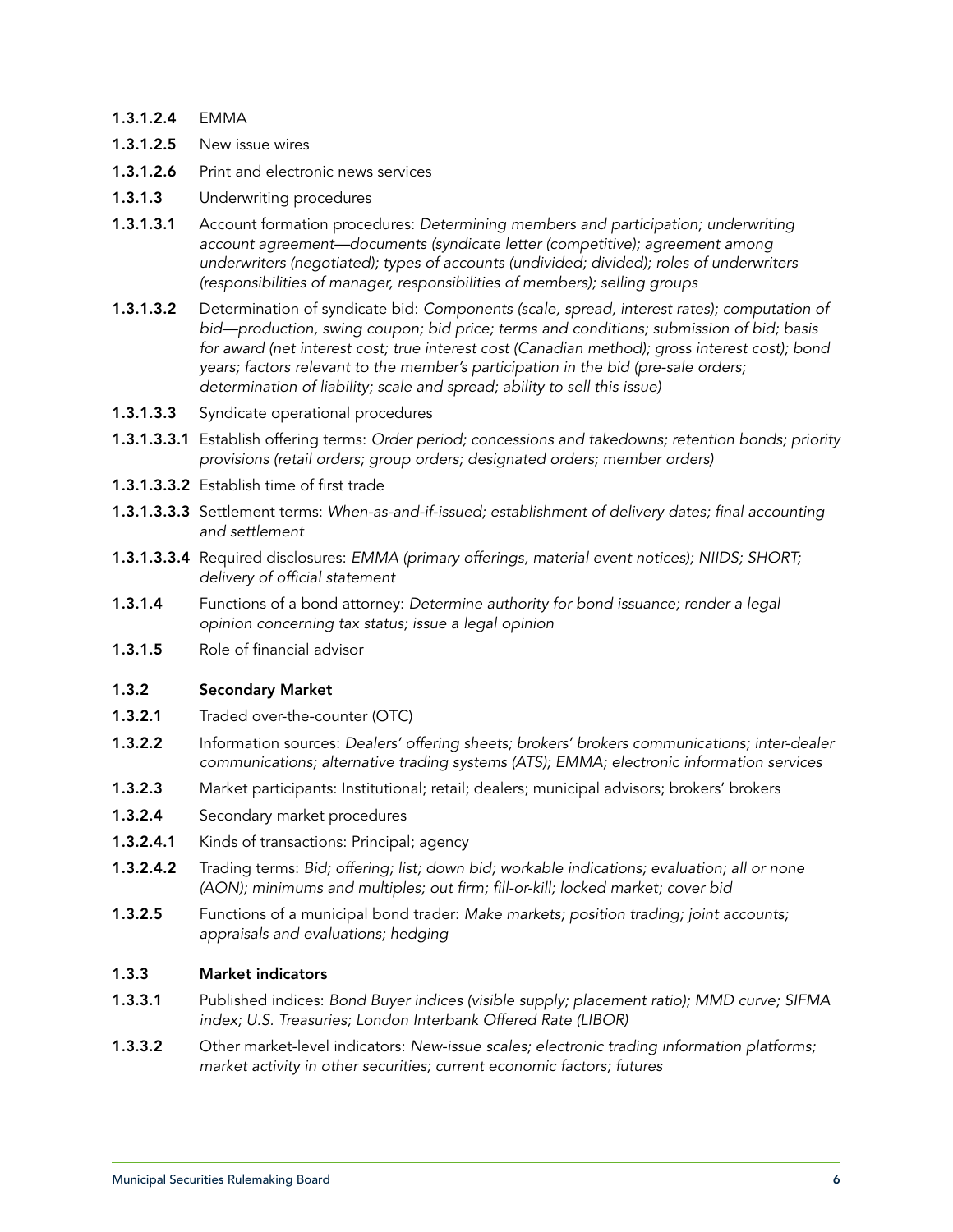**1.3.1.2.4** EMMA

**1.3.1.2.5** New issue wires

**1.3.1.2.6** Print and electronic news services

**1.3.1.3** Underwriting procedures

**1.3.1.3.1** Account formation procedures: *Determining members and participation; underwriting account agreement—documents (syndicate letter (competitive); agreement among underwriters (negotiated); types of accounts (undivided; divided); roles of underwriters (responsibilities of manager, responsibilities of members); selling groups*

**1.3.1.3.2** Determination of syndicate bid: *Components (scale, spread, interest rates); computation of bid—production, swing coupon; bid price; terms and conditions; submission of bid; basis for award (net interest cost; true interest cost (Canadian method); gross interest cost); bond years; factors relevant to the member's participation in the bid (pre-sale orders; determination of liability; scale and spread; ability to sell this issue)*

**1.3.1.3.3** Syndicate operational procedures

**1.3.1.3.3.1** Establish offering terms: *Order period; concessions and takedowns; retention bonds; priority provisions (retail orders; group orders; designated orders; member orders)*

**1.3.1.3.3.2** Establish time of first trade

**1.3.1.3.3.3** Settlement terms: *When-as-and-if-issued; establishment of delivery dates; final accounting and settlement*

**1.3.1.3.3.4** Required disclosures: *EMMA (primary offerings, material event notices); NIIDS; SHORT; delivery of official statement*

**1.3.1.4** Functions of a bond attorney: *Determine authority for bond issuance; render a legal opinion concerning tax status; issue a legal opinion*

**1.3.1.5** Role of financial advisor

### 1.3.2 Secondary Market

**1.3.2.1** Traded over-the-counter (OTC)

**1.3.2.2** Information sources: *Dealers' offering sheets; brokers' brokers communications; inter-dealer communications; alternative trading systems (ATS); EMMA; electronic information services*

**1.3.2.3** Market participants: Institutional; retail; dealers; municipal advisors; brokers' brokers

**1.3.2.4** Secondary market procedures

**1.3.2.4.1** Kinds of transactions: Principal; agency

**1.3.2.4.2** Trading terms: *Bid; offering; list; down bid; workable indications; evaluation; all or none (AON); minimums and multiples; out firm; fill-or-kill; locked market; cover bid*

**1.3.2.5** Functions of a municipal bond trader: *Make markets; position trading; joint accounts; appraisals and evaluations; hedging*

### 1.3.3 Market indicators

**1.3.3.1** Published indices: *Bond Buyer indices (visible supply; placement ratio); MMD curve; SIFMA index; U.S. Treasuries; London Interbank Offered Rate (LIBOR)*

**1.3.3.2** Other market-level indicators: *New-issue scales; electronic trading information platforms; market activity in other securities; current economic factors; futures*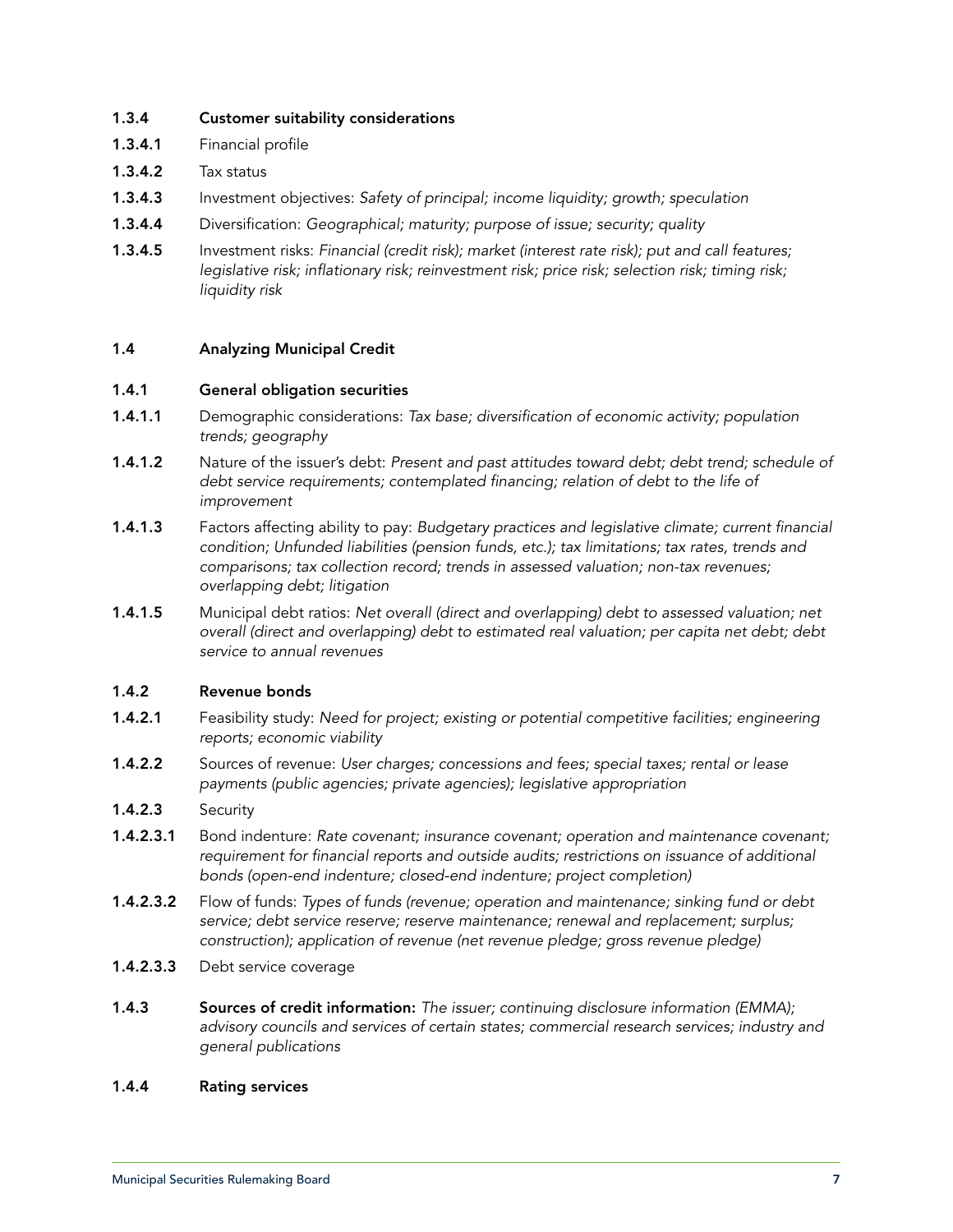**1.3.4 Customer suitability considerations**

**1.3.4.1** Financial profile

**1.3.4.2** Tax status

**1.3.4.3** Investment objectives: *Safety of principal; income liquidity; growth; speculation*

**1.3.4.4** Diversification: *Geographical; maturity; purpose of issue; security; quality*

**1.3.4.5** Investment risks: *Financial (credit risk); market (interest rate risk); put and call features; legislative risk; inflationary risk; reinvestment risk; price risk; selection risk; timing risk; liquidity risk*

**1.4 Analyzing Municipal Credit**

**1.4.1 General obligation securities**

**1.4.1.1** Demographic considerations: *Tax base; diversification of economic activity; population trends; geography*

**1.4.1.2** Nature of the issuer's debt: *Present and past attitudes toward debt; debt trend; schedule of debt service requirements; contemplated financing; relation of debt to the life of improvement*

**1.4.1.3** Factors affecting ability to pay: *Budgetary practices and legislative climate; current financial condition; Unfunded liabilities (pension funds, etc.); tax limitations; tax rates, trends and comparisons; tax collection record; trends in assessed valuation; non-tax revenues; overlapping debt; litigation*

**1.4.1.5** Municipal debt ratios: *Net overall (direct and overlapping) debt to assessed valuation; net overall (direct and overlapping) debt to estimated real valuation; per capita net debt; debt service to annual revenues*

**1.4.2 Revenue bonds**

**1.4.2.1** Feasibility study: *Need for project; existing or potential competitive facilities; engineering reports; economic viability*

**1.4.2.2** Sources of revenue: *User charges; concessions and fees; special taxes; rental or lease payments (public agencies; private agencies); legislative appropriation*

**1.4.2.3** Security

**1.4.2.3.1** Bond indenture: *Rate covenant; insurance covenant; operation and maintenance covenant; requirement for financial reports and outside audits; restrictions on issuance of additional bonds (open-end indenture; closed-end indenture; project completion)*

**1.4.2.3.2** Flow of funds: *Types of funds (revenue; operation and maintenance; sinking fund or debt service; debt service reserve; reserve maintenance; renewal and replacement; surplus; construction); application of revenue (net revenue pledge; gross revenue pledge)*

**1.4.2.3.3** Debt service coverage

**1.4.3 Sources of credit information:** *The issuer; continuing disclosure information (EMMA); advisory councils and services of certain states; commercial research services; industry and general publications*

**1.4.4 Rating services**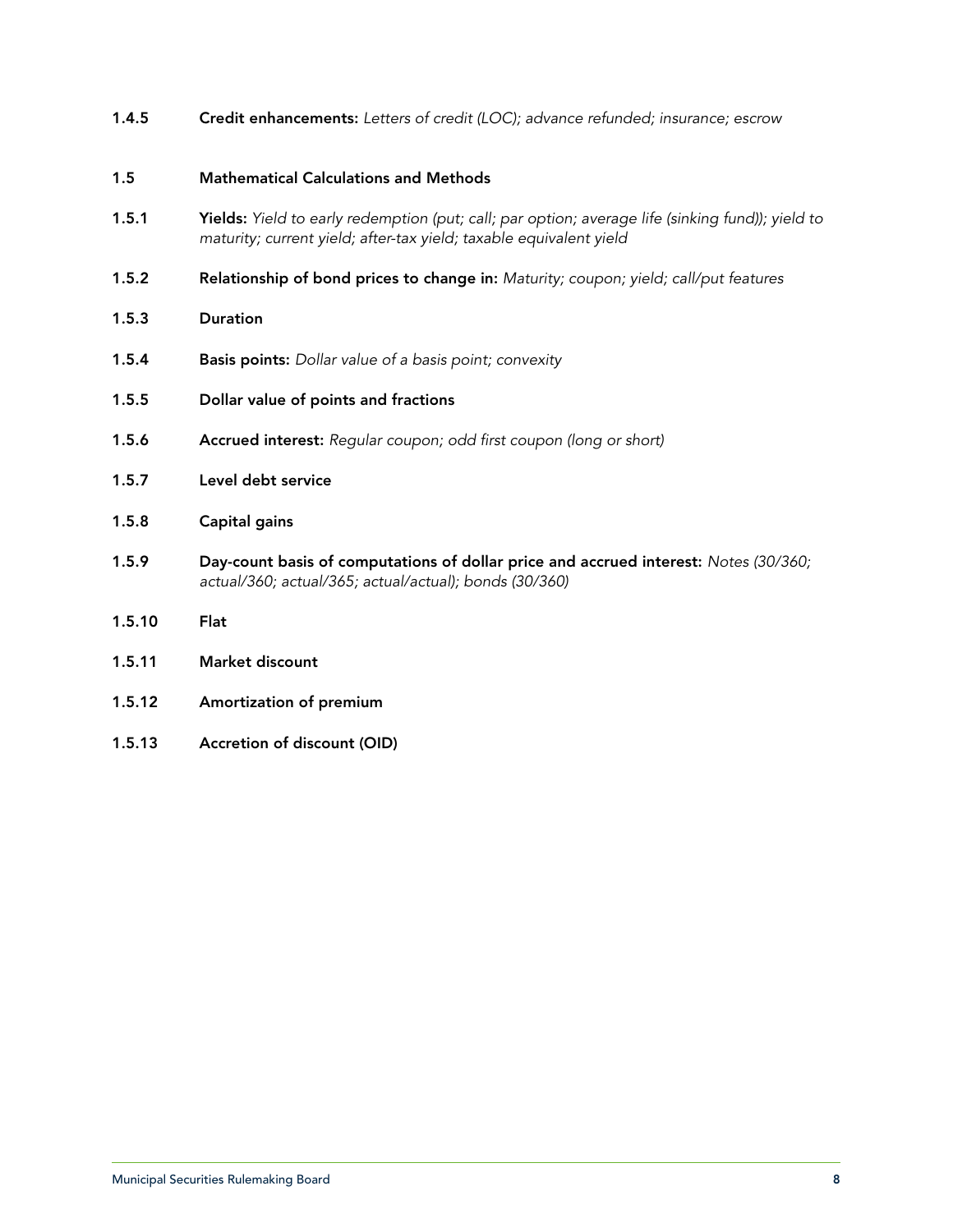**1.4.5 Credit enhancements:** *Letters of credit (LOC); advance refunded; insurance; escrow*

**1.5 Mathematical Calculations and Methods**

**1.5.1 Yields:** *Yield to early redemption (put; call; par option; average life (sinking fund)); yield to maturity; current yield; after-tax yield; taxable equivalent yield*

**1.5.2 Relationship of bond prices to change in:** *Maturity; coupon; yield; call/put features*

**1.5.3 Duration**

**1.5.4 Basis points:** *Dollar value of a basis point; convexity*

**1.5.5 Dollar value of points and fractions**

**1.5.6 Accrued interest:** *Regular coupon; odd first coupon (long or short)*

**1.5.7 Level debt service**

**1.5.8 Capital gains**

**1.5.9 Day-count basis of computations of dollar price and accrued interest:** *Notes (30/360; actual/360; actual/365; actual/actual); bonds (30/360)*

**1.5.10 Flat**

**1.5.11 Market discount**

**1.5.12 Amortization of premium**

**1.5.13 Accretion of discount (OID)**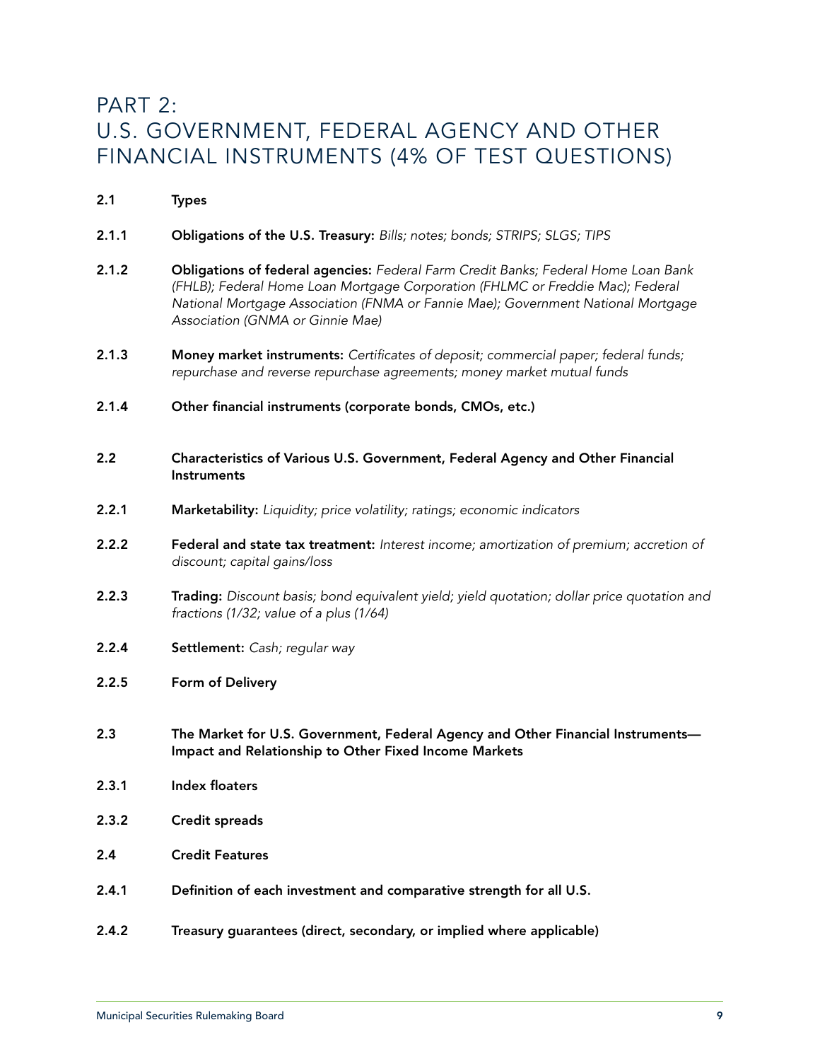# PART 2: U.S. GOVERNMENT, FEDERAL AGENCY AND OTHER FINANCIAL INSTRUMENTS (4% OF TEST QUESTIONS)

**2.1 Types**

**2.1.1 Obligations of the U.S. Treasury:** *Bills; notes; bonds; STRIPS; SLGS; TIPS*

**2.1.2 Obligations of federal agencies:** *Federal Farm Credit Banks; Federal Home Loan Bank (FHLB); Federal Home Loan Mortgage Corporation (FHLMC or Freddie Mac); Federal National Mortgage Association (FNMA or Fannie Mae); Government National Mortgage Association (GNMA or Ginnie Mae)*

**2.1.3 Money market instruments:** *Certificates of deposit; commercial paper; federal funds; repurchase and reverse repurchase agreements; money market mutual funds*

**2.1.4 Other financial instruments (corporate bonds, CMOs, etc.)**

**2.2 Characteristics of Various U.S. Government, Federal Agency and Other Financial Instruments**

**2.2.1 Marketability:** *Liquidity; price volatility; ratings; economic indicators*

**2.2.2 Federal and state tax treatment:** *Interest income; amortization of premium; accretion of discount; capital gains/loss*

**2.2.3 Trading:** *Discount basis; bond equivalent yield; yield quotation; dollar price quotation and fractions (1/32; value of a plus (1/64)*

**2.2.4 Settlement:** *Cash; regular way*

**2.2.5 Form of Delivery**

**2.3 The Market for U.S. Government, Federal Agency and Other Financial Instruments—Impact and Relationship to Other Fixed Income Markets**

**2.3.1 Index floaters**

**2.3.2 Credit spreads**

**2.4 Credit Features**

**2.4.1 Definition of each investment and comparative strength for all U.S.**

**2.4.2 Treasury guarantees (direct, secondary, or implied where applicable)**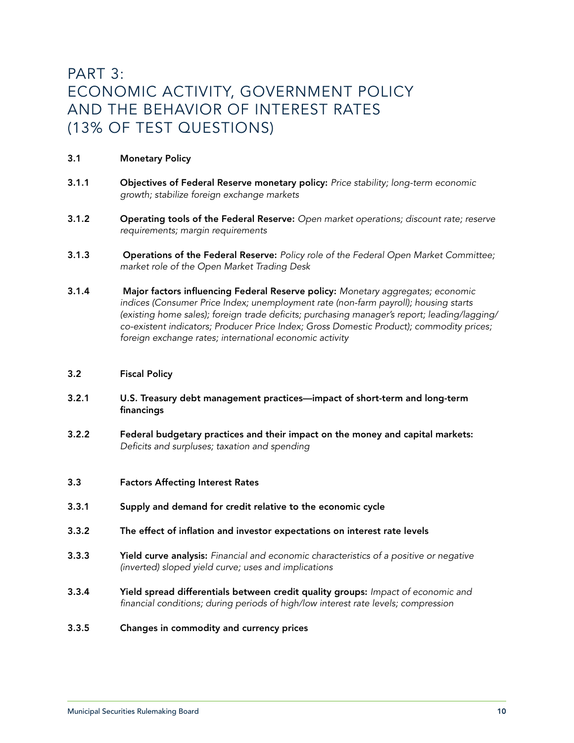# PART 3: ECONOMIC ACTIVITY, GOVERNMENT POLICY AND THE BEHAVIOR OF INTEREST RATES (13% OF TEST QUESTIONS)

**3.1 Monetary Policy**

**3.1.1 Objectives of Federal Reserve monetary policy:** *Price stability; long-term economic growth; stabilize foreign exchange markets*

**3.1.2 Operating tools of the Federal Reserve:** *Open market operations; discount rate; reserve requirements; margin requirements*

**3.1.3 Operations of the Federal Reserve:** *Policy role of the Federal Open Market Committee; market role of the Open Market Trading Desk*

**3.1.4 Major factors influencing Federal Reserve policy:** *Monetary aggregates; economic indices (Consumer Price Index; unemployment rate (non-farm payroll); housing starts (existing home sales); foreign trade deficits; purchasing manager's report; leading/lagging/co-existent indicators; Producer Price Index; Gross Domestic Product); commodity prices; foreign exchange rates; international economic activity*

**3.2 Fiscal Policy**

**3.2.1 U.S. Treasury debt management practices—impact of short-term and long-term financings**

**3.2.2 Federal budgetary practices and their impact on the money and capital markets:** *Deficits and surpluses; taxation and spending*

**3.3 Factors Affecting Interest Rates**

**3.3.1 Supply and demand for credit relative to the economic cycle**

**3.3.2 The effect of inflation and investor expectations on interest rate levels**

**3.3.3 Yield curve analysis:** *Financial and economic characteristics of a positive or negative (inverted) sloped yield curve; uses and implications*

**3.3.4 Yield spread differentials between credit quality groups:** *Impact of economic and financial conditions; during periods of high/low interest rate levels; compression*

**3.3.5 Changes in commodity and currency prices**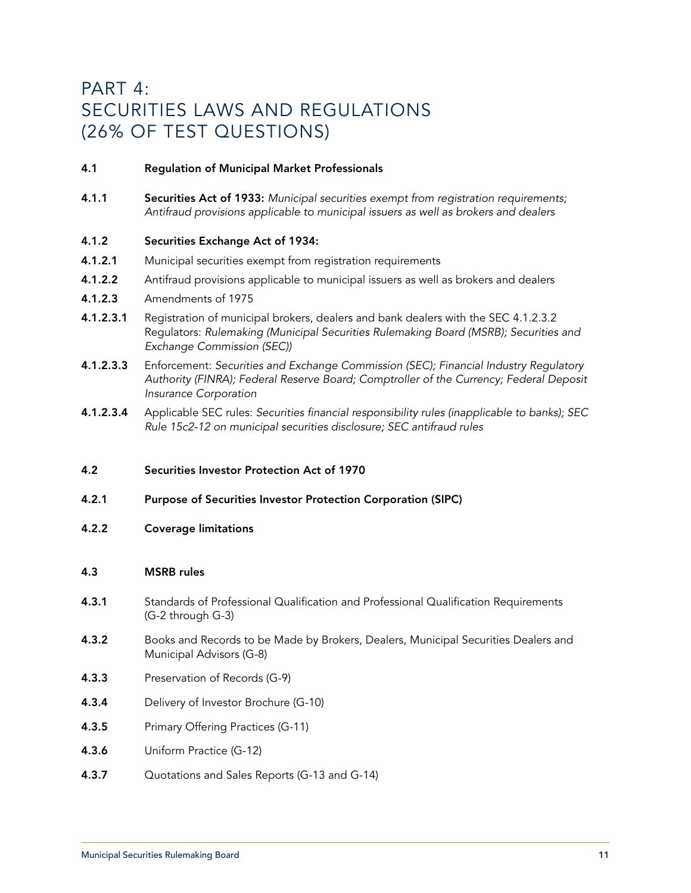# PART 4: SECURITIES LAWS AND REGULATIONS (26% OF TEST QUESTIONS)

**4.1 Regulation of Municipal Market Professionals**

**4.1.1 Securities Act of 1933:** *Municipal securities exempt from registration requirements; Antifraud provisions applicable to municipal issuers as well as brokers and dealers*

**4.1.2 Securities Exchange Act of 1934:**

**4.1.2.1** Municipal securities exempt from registration requirements

**4.1.2.2** Antifraud provisions applicable to municipal issuers as well as brokers and dealers

**4.1.2.3** Amendments of 1975

**4.1.2.3.1** Registration of municipal brokers, dealers and bank dealers with the SEC 4.1.2.3.2 Regulators: *Rulemaking (Municipal Securities Rulemaking Board (MSRB); Securities and Exchange Commission (SEC))*

**4.1.2.3.3** Enforcement: *Securities and Exchange Commission (SEC); Financial Industry Regulatory Authority (FINRA); Federal Reserve Board; Comptroller of the Currency; Federal Deposit Insurance Corporation*

**4.1.2.3.4** Applicable SEC rules: *Securities financial responsibility rules (inapplicable to banks); SEC Rule 15c2-12 on municipal securities disclosure; SEC antifraud rules*

**4.2 Securities Investor Protection Act of 1970**

**4.2.1 Purpose of Securities Investor Protection Corporation (SIPC)**

**4.2.2 Coverage limitations**

**4.3 MSRB rules**

**4.3.1** Standards of Professional Qualification and Professional Qualification Requirements (G-2 through G-3)

**4.3.2** Books and Records to be Made by Brokers, Dealers, Municipal Securities Dealers and Municipal Advisors (G-8)

**4.3.3** Preservation of Records (G-9)

**4.3.4** Delivery of Investor Brochure (G-10)

**4.3.5** Primary Offering Practices (G-11)

**4.3.6** Uniform Practice (G-12)

**4.3.7** Quotations and Sales Reports (G-13 and G-14)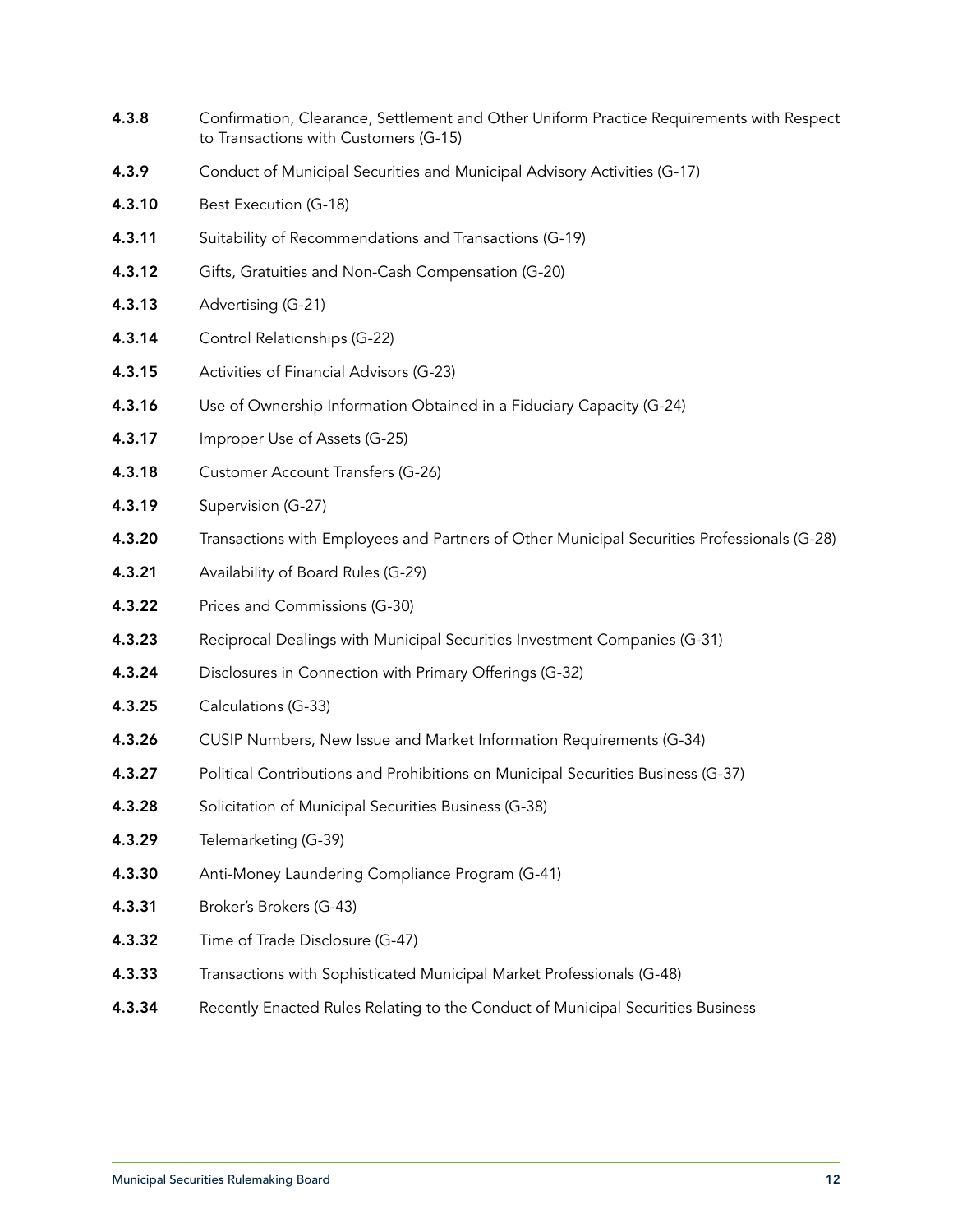**4.3.8** Confirmation, Clearance, Settlement and Other Uniform Practice Requirements with Respect to Transactions with Customers (G-15)

**4.3.9** Conduct of Municipal Securities and Municipal Advisory Activities (G-17)

**4.3.10** Best Execution (G-18)

**4.3.11** Suitability of Recommendations and Transactions (G-19)

**4.3.12** Gifts, Gratuities and Non-Cash Compensation (G-20)

**4.3.13** Advertising (G-21)

**4.3.14** Control Relationships (G-22)

**4.3.15** Activities of Financial Advisors (G-23)

**4.3.16** Use of Ownership Information Obtained in a Fiduciary Capacity (G-24)

**4.3.17** Improper Use of Assets (G-25)

**4.3.18** Customer Account Transfers (G-26)

**4.3.19** Supervision (G-27)

**4.3.20** Transactions with Employees and Partners of Other Municipal Securities Professionals (G-28)

**4.3.21** Availability of Board Rules (G-29)

**4.3.22** Prices and Commissions (G-30)

**4.3.23** Reciprocal Dealings with Municipal Securities Investment Companies (G-31)

**4.3.24** Disclosures in Connection with Primary Offerings (G-32)

**4.3.25** Calculations (G-33)

**4.3.26** CUSIP Numbers, New Issue and Market Information Requirements (G-34)

**4.3.27** Political Contributions and Prohibitions on Municipal Securities Business (G-37)

**4.3.28** Solicitation of Municipal Securities Business (G-38)

**4.3.29** Telemarketing (G-39)

**4.3.30** Anti-Money Laundering Compliance Program (G-41)

**4.3.31** Broker's Brokers (G-43)

**4.3.32** Time of Trade Disclosure (G-47)

**4.3.33** Transactions with Sophisticated Municipal Market Professionals (G-48)

**4.3.34** Recently Enacted Rules Relating to the Conduct of Municipal Securities Business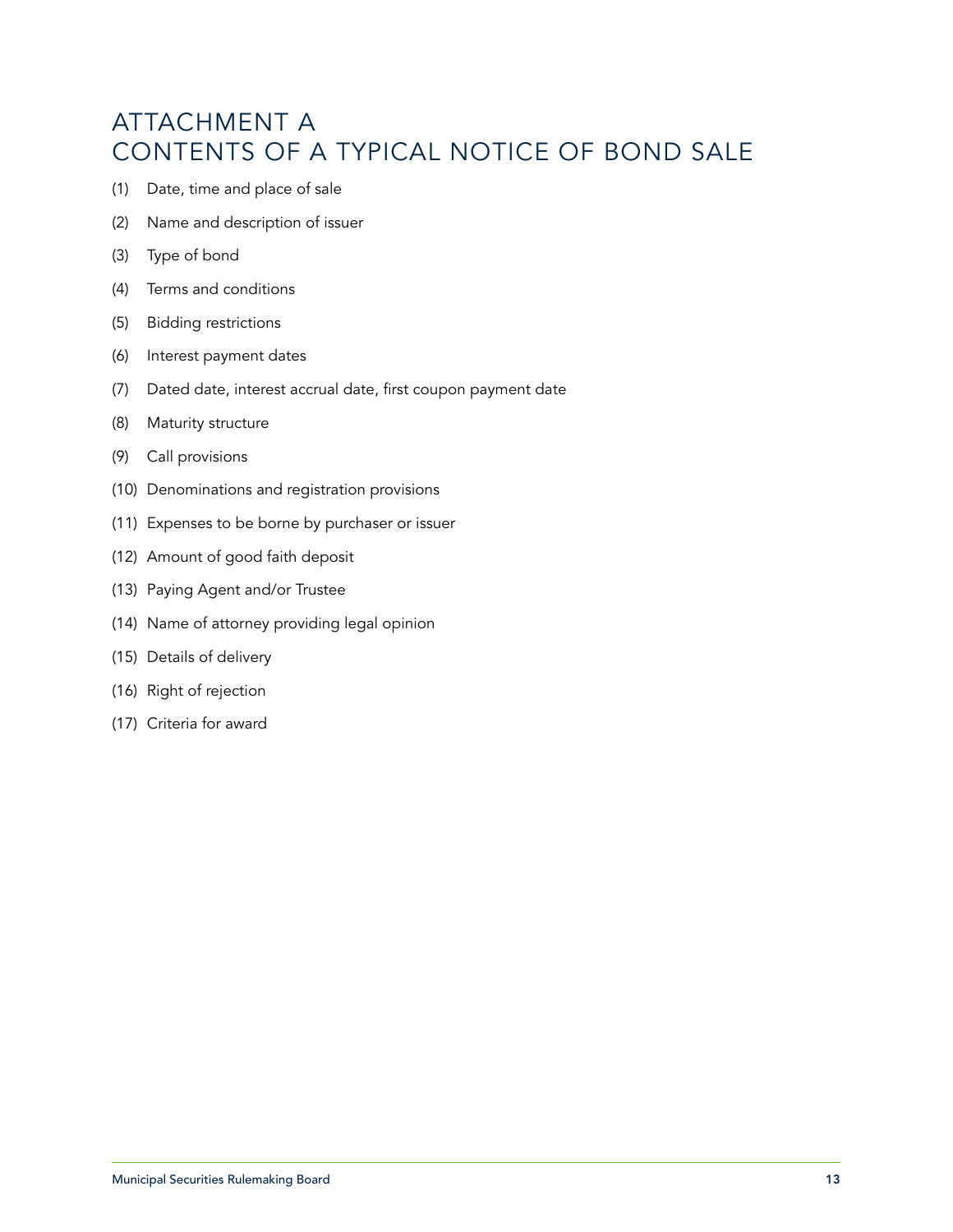# ATTACHMENT A
# CONTENTS OF A TYPICAL NOTICE OF BOND SALE

(1) Date, time and place of sale

(2) Name and description of issuer

(3) Type of bond

(4) Terms and conditions

(5) Bidding restrictions

(6) Interest payment dates

(7) Dated date, interest accrual date, first coupon payment date

(8) Maturity structure

(9) Call provisions

(10) Denominations and registration provisions

(11) Expenses to be borne by purchaser or issuer

(12) Amount of good faith deposit

(13) Paying Agent and/or Trustee

(14) Name of attorney providing legal opinion

(15) Details of delivery

(16) Right of rejection

(17) Criteria for award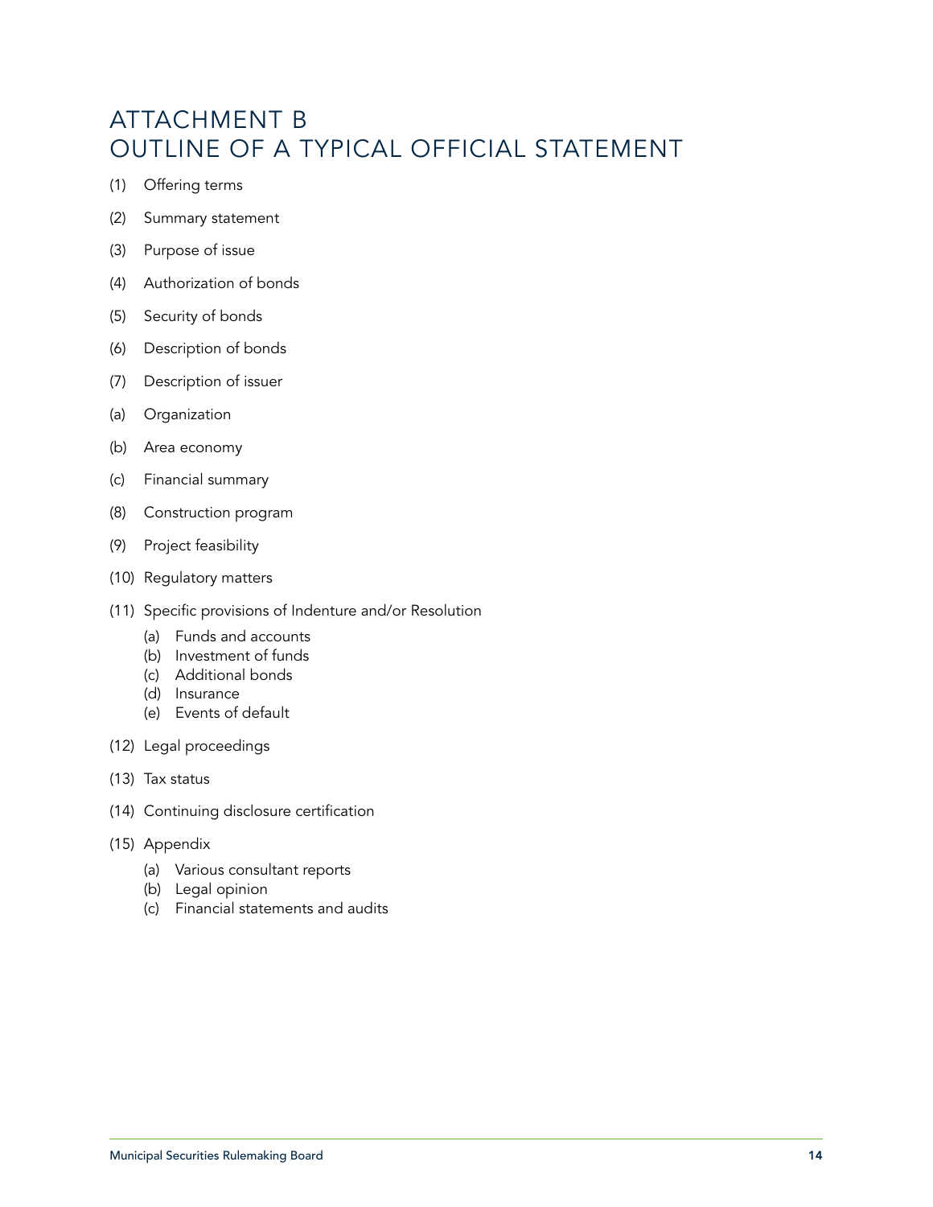# ATTACHMENT B
# OUTLINE OF A TYPICAL OFFICIAL STATEMENT

(1) Offering terms

(2) Summary statement

(3) Purpose of issue

(4) Authorization of bonds

(5) Security of bonds

(6) Description of bonds

(7) Description of issuer

(a) Organization

(b) Area economy

(c) Financial summary

(8) Construction program

(9) Project feasibility

(10) Regulatory matters

(11) Specific provisions of Indenture and/or Resolution

- (a) Funds and accounts
- (b) Investment of funds
- (c) Additional bonds
- (d) Insurance
- (e) Events of default

(12) Legal proceedings

(13) Tax status

(14) Continuing disclosure certification

(15) Appendix

- (a) Various consultant reports
- (b) Legal opinion
- (c) Financial statements and audits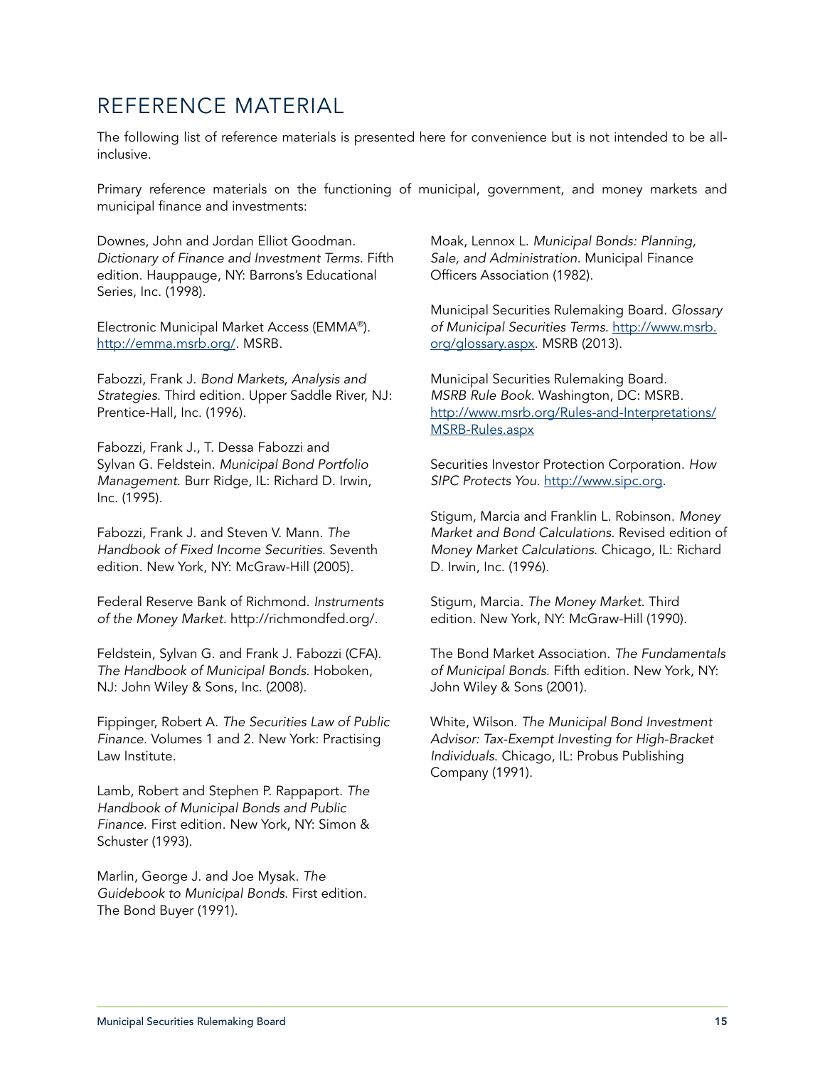# REFERENCE MATERIAL

The following list of reference materials is presented here for convenience but is not intended to be all-inclusive.

Primary reference materials on the functioning of municipal, government, and money markets and municipal finance and investments:

Downes, John and Jordan Elliot Goodman. *Dictionary of Finance and Investment Terms*. Fifth edition. Hauppauge, NY: Barrons's Educational Series, Inc. (1998).

Electronic Municipal Market Access (EMMA®). [http://emma.msrb.org/](http://emma.msrb.org/). MSRB.

Fabozzi, Frank J. *Bond Markets, Analysis and Strategies*. Third edition. Upper Saddle River, NJ: Prentice-Hall, Inc. (1996).

Fabozzi, Frank J., T. Dessa Fabozzi and Sylvan G. Feldstein. *Municipal Bond Portfolio Management*. Burr Ridge, IL: Richard D. Irwin, Inc. (1995).

Fabozzi, Frank J. and Steven V. Mann. *The Handbook of Fixed Income Securities*. Seventh edition. New York, NY: McGraw-Hill (2005).

Federal Reserve Bank of Richmond. *Instruments of the Money Market*. http://richmondfed.org/.

Feldstein, Sylvan G. and Frank J. Fabozzi (CFA). *The Handbook of Municipal Bonds*. Hoboken, NJ: John Wiley & Sons, Inc. (2008).

Fippinger, Robert A. *The Securities Law of Public Finance*. Volumes 1 and 2. New York: Practising Law Institute.

Lamb, Robert and Stephen P. Rappaport. *The Handbook of Municipal Bonds and Public Finance*. First edition. New York, NY: Simon & Schuster (1993).

Marlin, George J. and Joe Mysak. *The Guidebook to Municipal Bonds*. First edition. The Bond Buyer (1991).

Moak, Lennox L. *Municipal Bonds: Planning, Sale, and Administration*. Municipal Finance Officers Association (1982).

Municipal Securities Rulemaking Board. *Glossary of Municipal Securities Terms*. [http://www.msrb.org/glossary.aspx](http://www.msrb.org/glossary.aspx). MSRB (2013).

Municipal Securities Rulemaking Board. *MSRB Rule Book*. Washington, DC: MSRB. [http://www.msrb.org/Rules-and-Interpretations/MSRB-Rules.aspx](http://www.msrb.org/Rules-and-Interpretations/MSRB-Rules.aspx)

Securities Investor Protection Corporation. *How SIPC Protects You*. [http://www.sipc.org](http://www.sipc.org).

Stigum, Marcia and Franklin L. Robinson. *Money Market and Bond Calculations*. Revised edition of *Money Market Calculations*. Chicago, IL: Richard D. Irwin, Inc. (1996).

Stigum, Marcia. *The Money Market*. Third edition. New York, NY: McGraw-Hill (1990).

The Bond Market Association. *The Fundamentals of Municipal Bonds*. Fifth edition. New York, NY: John Wiley & Sons (2001).

White, Wilson. *The Municipal Bond Investment Advisor: Tax-Exempt Investing for High-Bracket Individuals*. Chicago, IL: Probus Publishing Company (1991).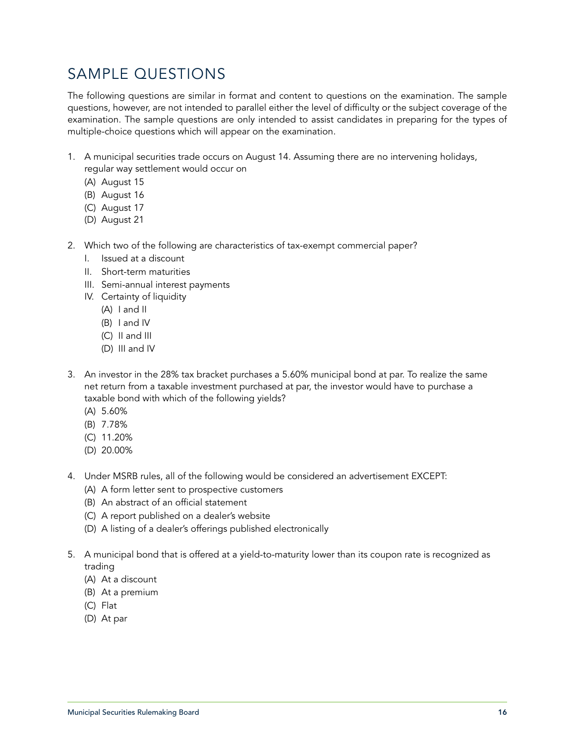## SAMPLE QUESTIONS

The following questions are similar in format and content to questions on the examination. The sample questions, however, are not intended to parallel either the level of difficulty or the subject coverage of the examination. The sample questions are only intended to assist candidates in preparing for the types of multiple-choice questions which will appear on the examination.

1. A municipal securities trade occurs on August 14. Assuming there are no intervening holidays, regular way settlement would occur on
   - (A) August 15
   - (B) August 16
   - (C) August 17
   - (D) August 21

2. Which two of the following are characteristics of tax-exempt commercial paper?
   - I. Issued at a discount
   - II. Short-term maturities
   - III. Semi-annual interest payments
   - IV. Certainty of liquidity
     - (A) I and II
     - (B) I and IV
     - (C) II and III
     - (D) III and IV

3. An investor in the 28% tax bracket purchases a 5.60% municipal bond at par. To realize the same net return from a taxable investment purchased at par, the investor would have to purchase a taxable bond with which of the following yields?
   - (A) 5.60%
   - (B) 7.78%
   - (C) 11.20%
   - (D) 20.00%

4. Under MSRB rules, all of the following would be considered an advertisement EXCEPT:
   - (A) A form letter sent to prospective customers
   - (B) An abstract of an official statement
   - (C) A report published on a dealer's website
   - (D) A listing of a dealer's offerings published electronically

5. A municipal bond that is offered at a yield-to-maturity lower than its coupon rate is recognized as trading
   - (A) At a discount
   - (B) At a premium
   - (C) Flat
   - (D) At par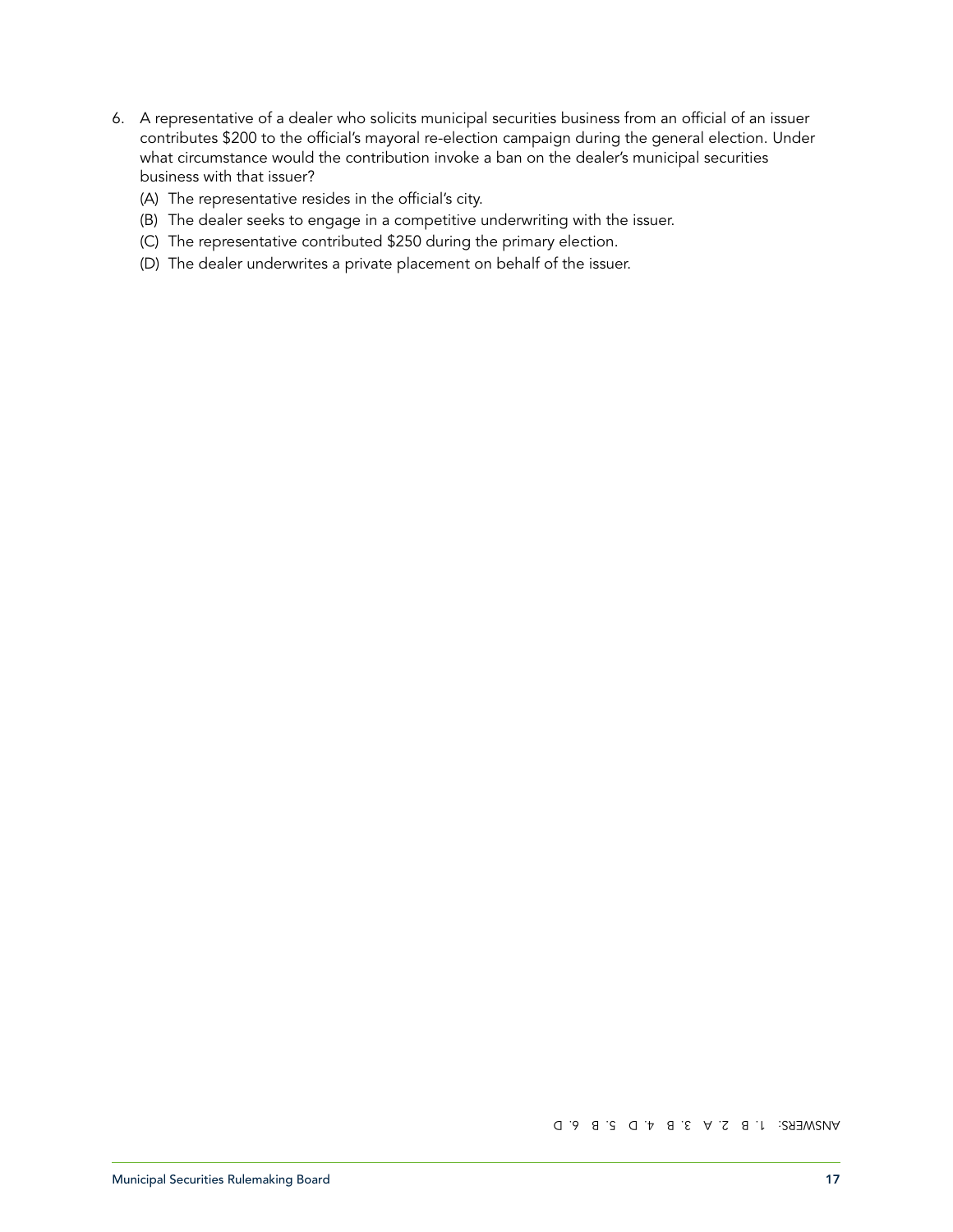6. A representative of a dealer who solicits municipal securities business from an official of an issuer contributes $200 to the official's mayoral re-election campaign during the general election. Under what circumstance would the contribution invoke a ban on the dealer's municipal securities business with that issuer?
   (A) The representative resides in the official's city.
   (B) The dealer seeks to engage in a competitive underwriting with the issuer.
   (C) The representative contributed $250 during the primary election.
   (D) The dealer underwrites a private placement on behalf of the issuer.

ANSWERS: 1. B 2. A 3. B 4. D 5. B 6. D